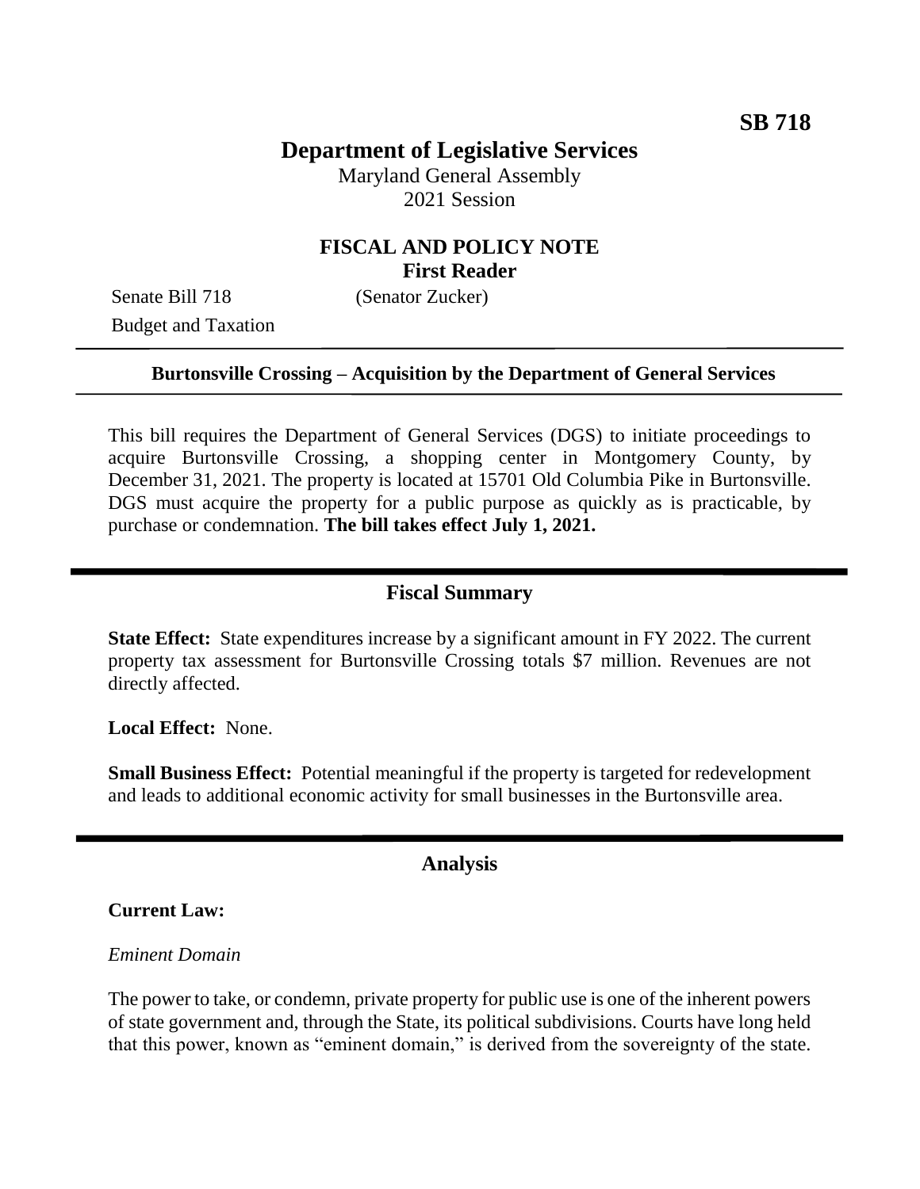**SB 718**

# Department of Legislative Services

Maryland General Assembly
2021 Session

## FISCAL AND POLICY NOTE
**First Reader**

Senate Bill 718 (Senator Zucker)
Budget and Taxation

---

**Burtonsville Crossing – Acquisition by the Department of General Services**

---

This bill requires the Department of General Services (DGS) to initiate proceedings to acquire Burtonsville Crossing, a shopping center in Montgomery County, by December 31, 2021. The property is located at 15701 Old Columbia Pike in Burtonsville. DGS must acquire the property for a public purpose as quickly as is practicable, by purchase or condemnation. **The bill takes effect July 1, 2021.**

## Fiscal Summary

**State Effect:** State expenditures increase by a significant amount in FY 2022. The current property tax assessment for Burtonsville Crossing totals $7 million. Revenues are not directly affected.

**Local Effect:** None.

**Small Business Effect:** Potential meaningful if the property is targeted for redevelopment and leads to additional economic activity for small businesses in the Burtonsville area.

## Analysis

**Current Law:**

*Eminent Domain*

The power to take, or condemn, private property for public use is one of the inherent powers of state government and, through the State, its political subdivisions. Courts have long held that this power, known as "eminent domain," is derived from the sovereignty of the state.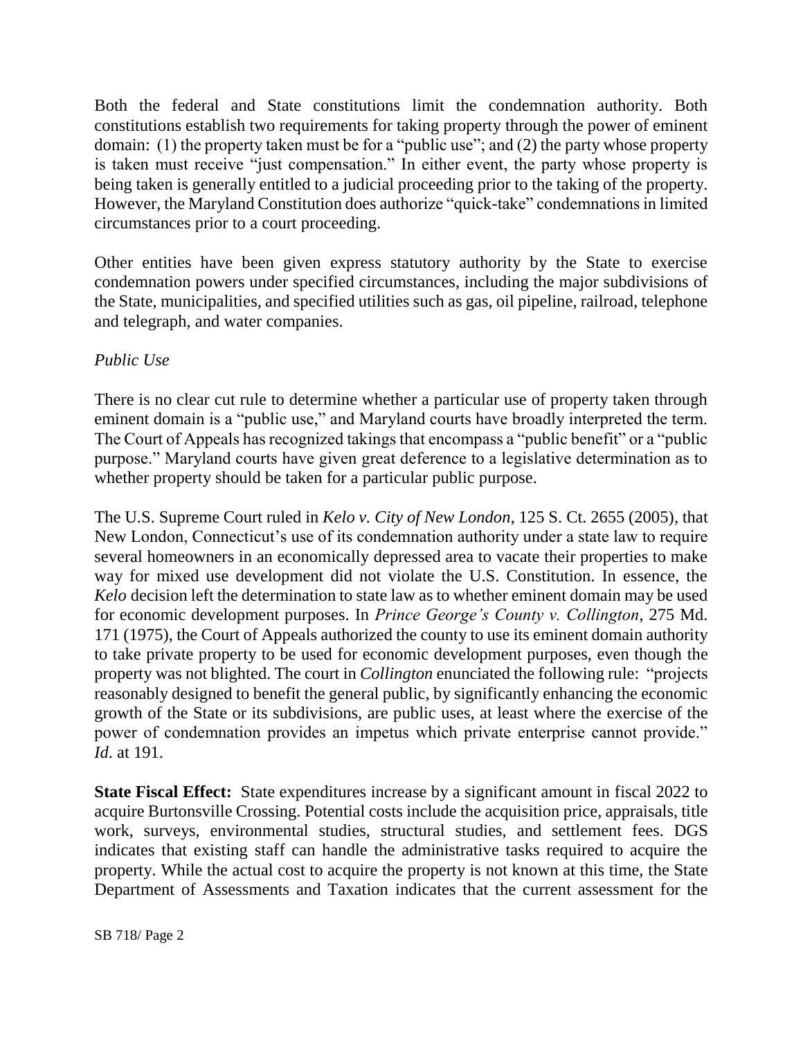Both the federal and State constitutions limit the condemnation authority. Both constitutions establish two requirements for taking property through the power of eminent domain: (1) the property taken must be for a "public use"; and (2) the party whose property is taken must receive "just compensation." In either event, the party whose property is being taken is generally entitled to a judicial proceeding prior to the taking of the property. However, the Maryland Constitution does authorize "quick-take" condemnations in limited circumstances prior to a court proceeding.

Other entities have been given express statutory authority by the State to exercise condemnation powers under specified circumstances, including the major subdivisions of the State, municipalities, and specified utilities such as gas, oil pipeline, railroad, telephone and telegraph, and water companies.

*Public Use*

There is no clear cut rule to determine whether a particular use of property taken through eminent domain is a "public use," and Maryland courts have broadly interpreted the term. The Court of Appeals has recognized takings that encompass a "public benefit" or a "public purpose." Maryland courts have given great deference to a legislative determination as to whether property should be taken for a particular public purpose.

The U.S. Supreme Court ruled in *Kelo v. City of New London*, 125 S. Ct. 2655 (2005), that New London, Connecticut's use of its condemnation authority under a state law to require several homeowners in an economically depressed area to vacate their properties to make way for mixed use development did not violate the U.S. Constitution. In essence, the *Kelo* decision left the determination to state law as to whether eminent domain may be used for economic development purposes. In *Prince George's County v. Collington*, 275 Md. 171 (1975), the Court of Appeals authorized the county to use its eminent domain authority to take private property to be used for economic development purposes, even though the property was not blighted. The court in *Collington* enunciated the following rule: "projects reasonably designed to benefit the general public, by significantly enhancing the economic growth of the State or its subdivisions, are public uses, at least where the exercise of the power of condemnation provides an impetus which private enterprise cannot provide." *Id*. at 191.

**State Fiscal Effect:** State expenditures increase by a significant amount in fiscal 2022 to acquire Burtonsville Crossing. Potential costs include the acquisition price, appraisals, title work, surveys, environmental studies, structural studies, and settlement fees. DGS indicates that existing staff can handle the administrative tasks required to acquire the property. While the actual cost to acquire the property is not known at this time, the State Department of Assessments and Taxation indicates that the current assessment for the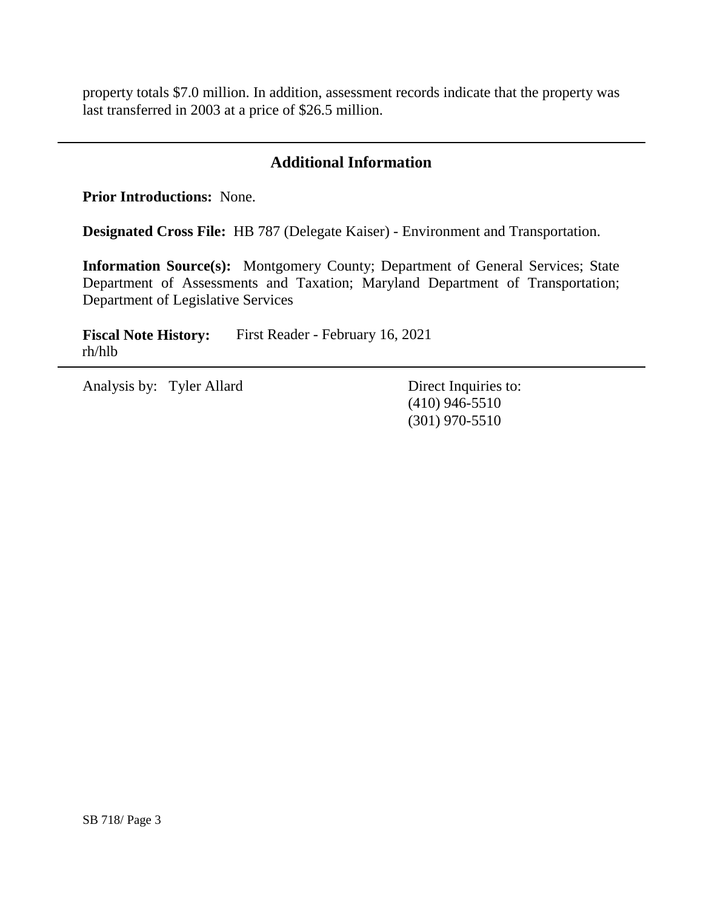property totals $7.0 million. In addition, assessment records indicate that the property was last transferred in 2003 at a price of $26.5 million.

## Additional Information

**Prior Introductions:** None.

**Designated Cross File:** HB 787 (Delegate Kaiser) - Environment and Transportation.

**Information Source(s):** Montgomery County; Department of General Services; State Department of Assessments and Taxation; Maryland Department of Transportation; Department of Legislative Services

**Fiscal Note History:** First Reader - February 16, 2021
rh/hlb

Analysis by: Tyler Allard

Direct Inquiries to:
(410) 946-5510
(301) 970-5510